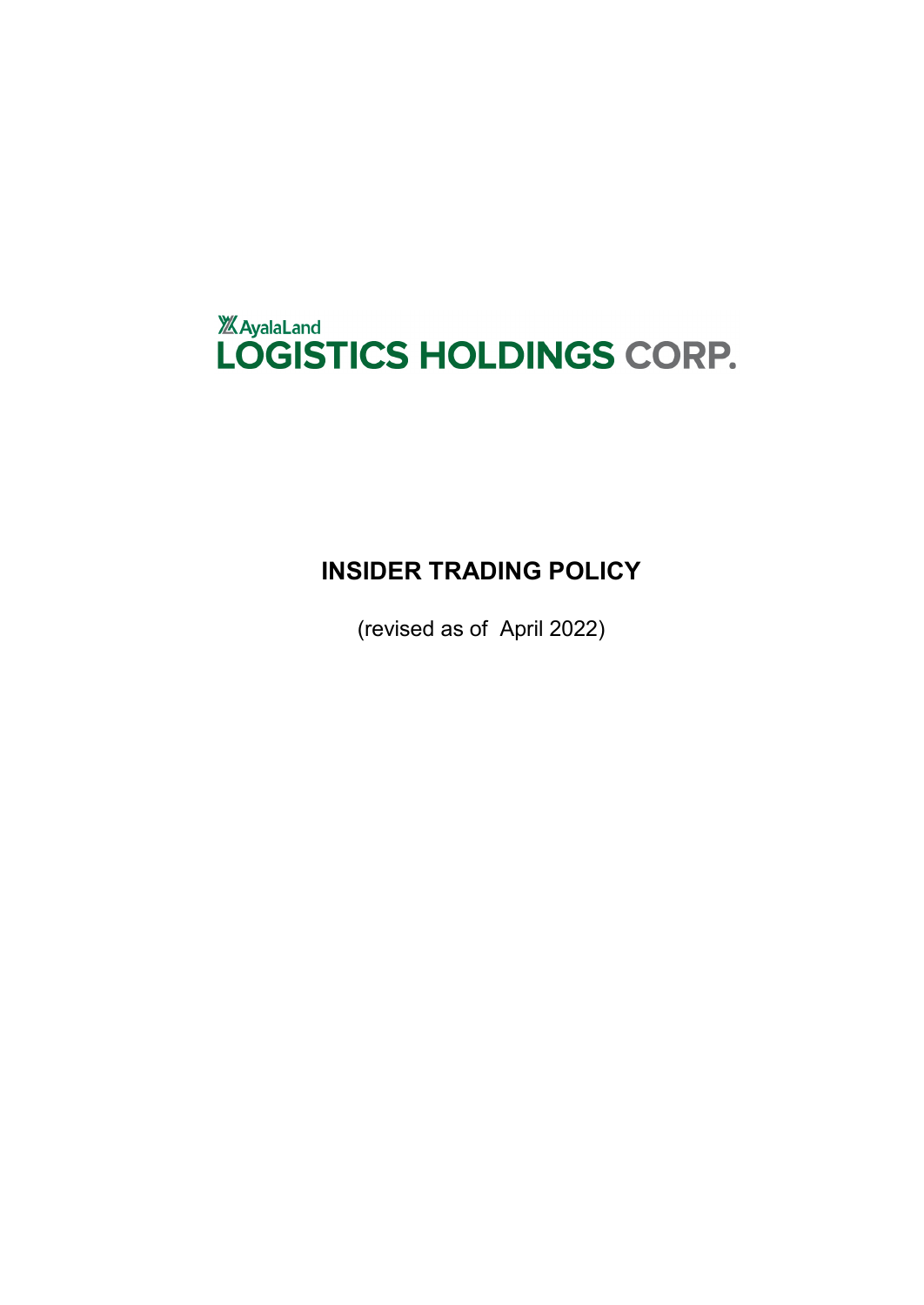AyalaLand

LOGISTICS HOLDINGS CORP.

# INSIDER TRADING POLICY

(revised as of April 2022)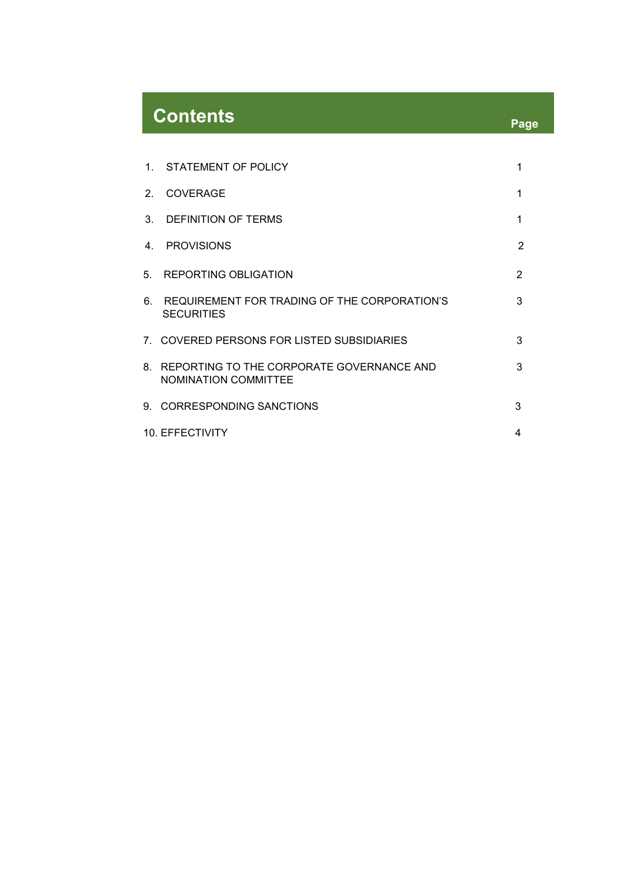# Contents

| | Page |
|---|---|
| 1. STATEMENT OF POLICY | 1 |
| 2. COVERAGE | 1 |
| 3. DEFINITION OF TERMS | 1 |
| 4. PROVISIONS | 2 |
| 5. REPORTING OBLIGATION | 2 |
| 6. REQUIREMENT FOR TRADING OF THE CORPORATION'S SECURITIES | 3 |
| 7. COVERED PERSONS FOR LISTED SUBSIDIARIES | 3 |
| 8. REPORTING TO THE CORPORATE GOVERNANCE AND NOMINATION COMMITTEE | 3 |
| 9. CORRESPONDING SANCTIONS | 3 |
| 10. EFFECTIVITY | 4 |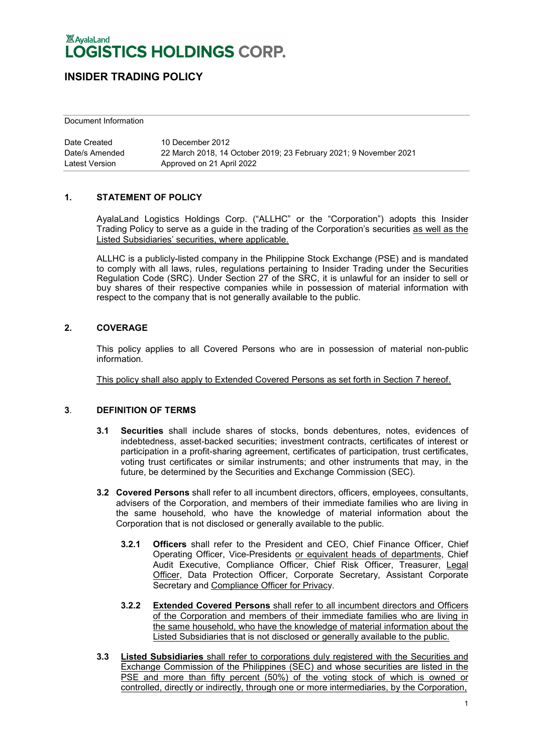AyalaLand
LOGISTICS HOLDINGS CORP.

# INSIDER TRADING POLICY

Document Information

| | |
|---|---|
| Date Created | 10 December 2012 |
| Date/s Amended | 22 March 2018, 14 October 2019; 23 February 2021; 9 November 2021 |
| Latest Version | Approved on 21 April 2022 |

## 1. STATEMENT OF POLICY

AyalaLand Logistics Holdings Corp. ("ALLHC" or the "Corporation") adopts this Insider Trading Policy to serve as a guide in the trading of the Corporation's securities as well as the Listed Subsidiaries' securities, where applicable.

ALLHC is a publicly-listed company in the Philippine Stock Exchange (PSE) and is mandated to comply with all laws, rules, regulations pertaining to Insider Trading under the Securities Regulation Code (SRC). Under Section 27 of the SRC, it is unlawful for an insider to sell or buy shares of their respective companies while in possession of material information with respect to the company that is not generally available to the public.

## 2. COVERAGE

This policy applies to all Covered Persons who are in possession of material non-public information.

This policy shall also apply to Extended Covered Persons as set forth in Section 7 hereof.

## 3. DEFINITION OF TERMS

**3.1 Securities** shall include shares of stocks, bonds debentures, notes, evidences of indebtedness, asset-backed securities; investment contracts, certificates of interest or participation in a profit-sharing agreement, certificates of participation, trust certificates, voting trust certificates or similar instruments; and other instruments that may, in the future, be determined by the Securities and Exchange Commission (SEC).

**3.2 Covered Persons** shall refer to all incumbent directors, officers, employees, consultants, advisers of the Corporation, and members of their immediate families who are living in the same household, who have the knowledge of material information about the Corporation that is not disclosed or generally available to the public.

**3.2.1 Officers** shall refer to the President and CEO, Chief Finance Officer, Chief Operating Officer, Vice-Presidents or equivalent heads of departments, Chief Audit Executive, Compliance Officer, Chief Risk Officer, Treasurer, Legal Officer, Data Protection Officer, Corporate Secretary, Assistant Corporate Secretary and Compliance Officer for Privacy.

**3.2.2 Extended Covered Persons** shall refer to all incumbent directors and Officers of the Corporation and members of their immediate families who are living in the same household, who have the knowledge of material information about the Listed Subsidiaries that is not disclosed or generally available to the public.

**3.3 Listed Subsidiaries** shall refer to corporations duly registered with the Securities and Exchange Commission of the Philippines (SEC) and whose securities are listed in the PSE and more than fifty percent (50%) of the voting stock of which is owned or controlled, directly or indirectly, through one or more intermediaries, by the Corporation,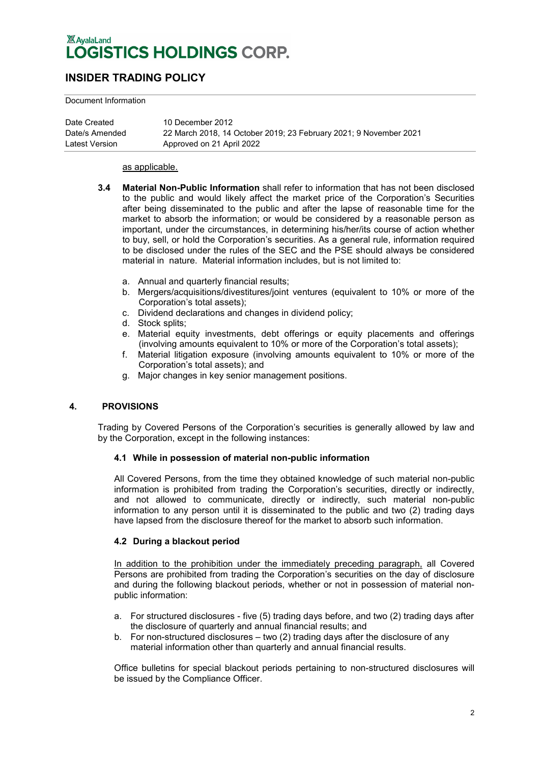as applicable.

**3.4 Material Non-Public Information** shall refer to information that has not been disclosed to the public and would likely affect the market price of the Corporation's Securities after being disseminated to the public and after the lapse of reasonable time for the market to absorb the information; or would be considered by a reasonable person as important, under the circumstances, in determining his/her/its course of action whether to buy, sell, or hold the Corporation's securities. As a general rule, information required to be disclosed under the rules of the SEC and the PSE should always be considered material in nature. Material information includes, but is not limited to:

a. Annual and quarterly financial results;
b. Mergers/acquisitions/divestitures/joint ventures (equivalent to 10% or more of the Corporation's total assets);
c. Dividend declarations and changes in dividend policy;
d. Stock splits;
e. Material equity investments, debt offerings or equity placements and offerings (involving amounts equivalent to 10% or more of the Corporation's total assets);
f. Material litigation exposure (involving amounts equivalent to 10% or more of the Corporation's total assets); and
g. Major changes in key senior management positions.

## 4. PROVISIONS

Trading by Covered Persons of the Corporation's securities is generally allowed by law and by the Corporation, except in the following instances:

### 4.1 While in possession of material non-public information

All Covered Persons, from the time they obtained knowledge of such material non-public information is prohibited from trading the Corporation's securities, directly or indirectly, and not allowed to communicate, directly or indirectly, such material non-public information to any person until it is disseminated to the public and two (2) trading days have lapsed from the disclosure thereof for the market to absorb such information.

### 4.2 During a blackout period

In addition to the prohibition under the immediately preceding paragraph, all Covered Persons are prohibited from trading the Corporation's securities on the day of disclosure and during the following blackout periods, whether or not in possession of material non-public information:

a. For structured disclosures - five (5) trading days before, and two (2) trading days after the disclosure of quarterly and annual financial results; and
b. For non-structured disclosures – two (2) trading days after the disclosure of any material information other than quarterly and annual financial results.

Office bulletins for special blackout periods pertaining to non-structured disclosures will be issued by the Compliance Officer.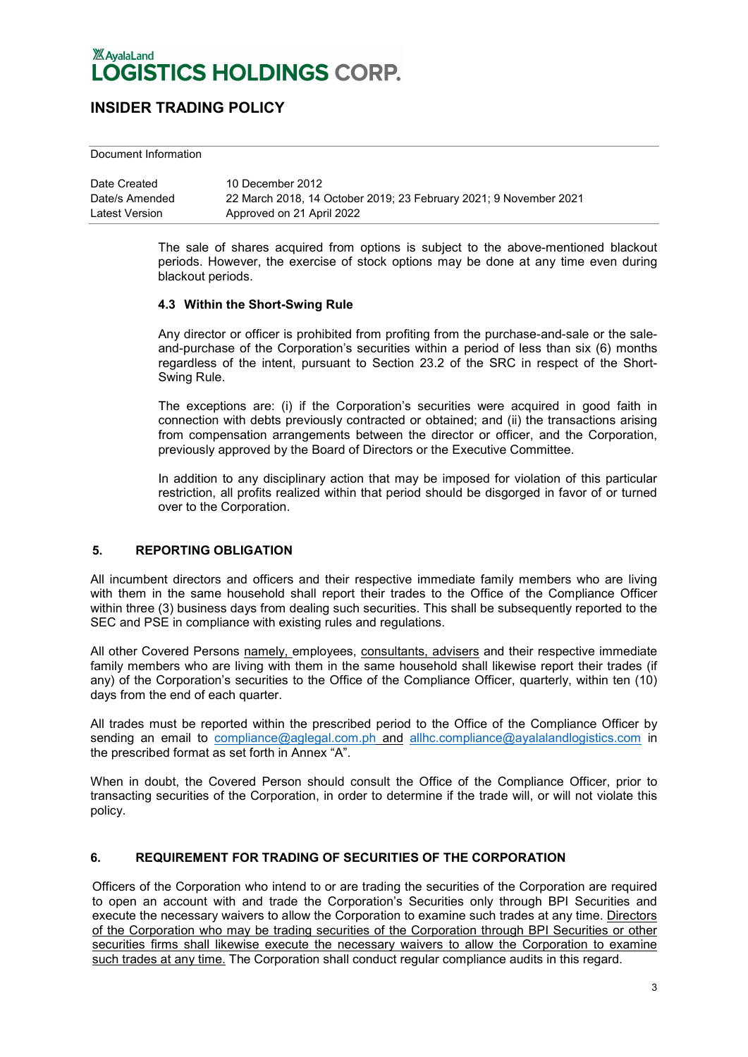The sale of shares acquired from options is subject to the above-mentioned blackout periods. However, the exercise of stock options may be done at any time even during blackout periods.

### 4.3 Within the Short-Swing Rule

Any director or officer is prohibited from profiting from the purchase-and-sale or the sale-and-purchase of the Corporation's securities within a period of less than six (6) months regardless of the intent, pursuant to Section 23.2 of the SRC in respect of the Short-Swing Rule.

The exceptions are: (i) if the Corporation's securities were acquired in good faith in connection with debts previously contracted or obtained; and (ii) the transactions arising from compensation arrangements between the director or officer, and the Corporation, previously approved by the Board of Directors or the Executive Committee.

In addition to any disciplinary action that may be imposed for violation of this particular restriction, all profits realized within that period should be disgorged in favor of or turned over to the Corporation.

## 5. REPORTING OBLIGATION

All incumbent directors and officers and their respective immediate family members who are living with them in the same household shall report their trades to the Office of the Compliance Officer within three (3) business days from dealing such securities. This shall be subsequently reported to the SEC and PSE in compliance with existing rules and regulations.

All other Covered Persons namely, employees, consultants, advisers and their respective immediate family members who are living with them in the same household shall likewise report their trades (if any) of the Corporation's securities to the Office of the Compliance Officer, quarterly, within ten (10) days from the end of each quarter.

All trades must be reported within the prescribed period to the Office of the Compliance Officer by sending an email to compliance@aglegal.com.ph and allhc.compliance@ayalalandlogistics.com in the prescribed format as set forth in Annex "A".

When in doubt, the Covered Person should consult the Office of the Compliance Officer, prior to transacting securities of the Corporation, in order to determine if the trade will, or will not violate this policy.

## 6. REQUIREMENT FOR TRADING OF SECURITIES OF THE CORPORATION

Officers of the Corporation who intend to or are trading the securities of the Corporation are required to open an account with and trade the Corporation's Securities only through BPI Securities and execute the necessary waivers to allow the Corporation to examine such trades at any time. Directors of the Corporation who may be trading securities of the Corporation through BPI Securities or other securities firms shall likewise execute the necessary waivers to allow the Corporation to examine such trades at any time. The Corporation shall conduct regular compliance audits in this regard.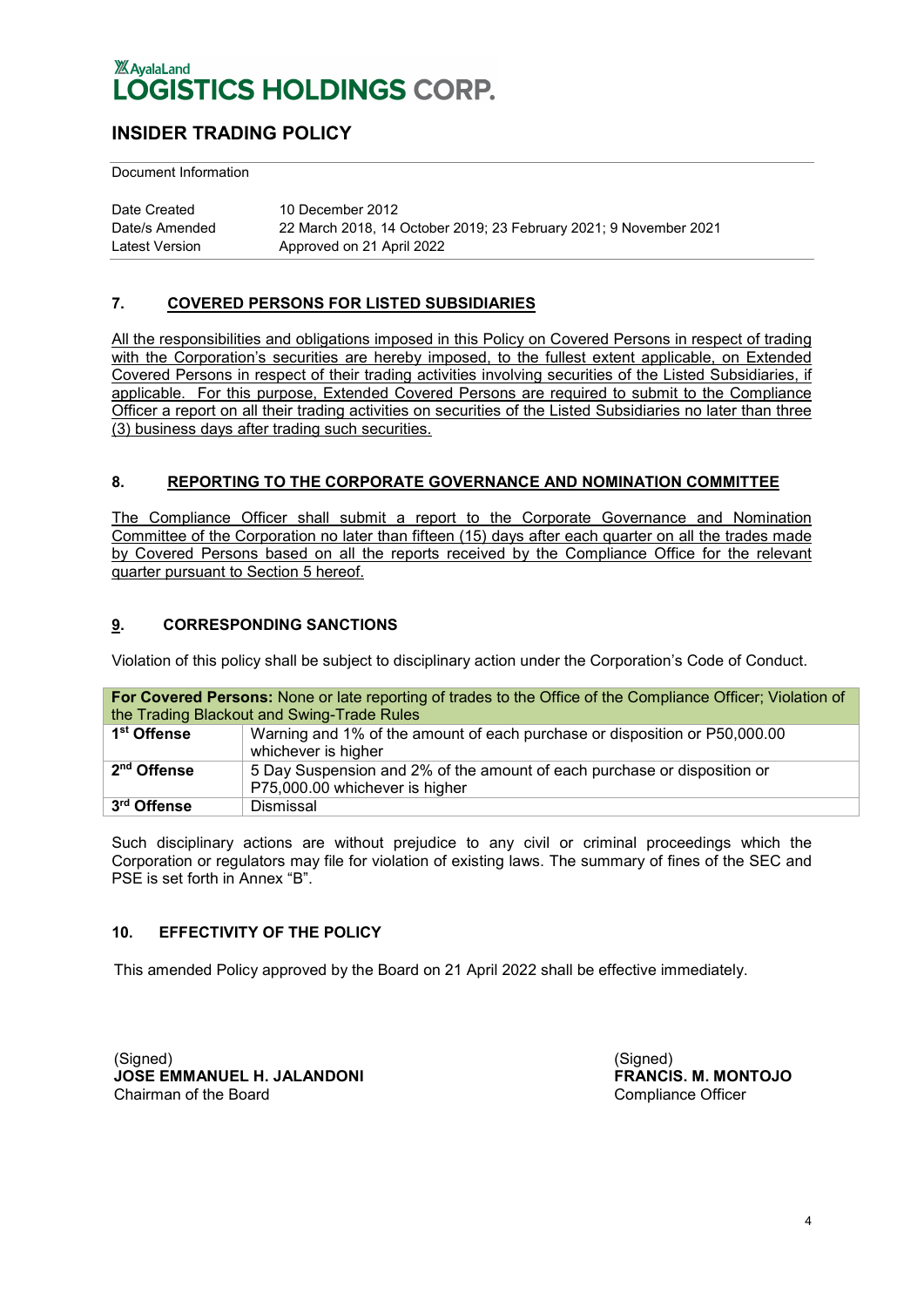AyalaLand
LOGISTICS HOLDINGS CORP.

# INSIDER TRADING POLICY

Document Information

| | |
|---|---|
| Date Created | 10 December 2012 |
| Date/s Amended | 22 March 2018, 14 October 2019; 23 February 2021; 9 November 2021 |
| Latest Version | Approved on 21 April 2022 |

## 7. COVERED PERSONS FOR LISTED SUBSIDIARIES

All the responsibilities and obligations imposed in this Policy on Covered Persons in respect of trading with the Corporation's securities are hereby imposed, to the fullest extent applicable, on Extended Covered Persons in respect of their trading activities involving securities of the Listed Subsidiaries, if applicable. For this purpose, Extended Covered Persons are required to submit to the Compliance Officer a report on all their trading activities on securities of the Listed Subsidiaries no later than three (3) business days after trading such securities.

## 8. REPORTING TO THE CORPORATE GOVERNANCE AND NOMINATION COMMITTEE

The Compliance Officer shall submit a report to the Corporate Governance and Nomination Committee of the Corporation no later than fifteen (15) days after each quarter on all the trades made by Covered Persons based on all the reports received by the Compliance Office for the relevant quarter pursuant to Section 5 hereof.

## 9. CORRESPONDING SANCTIONS

Violation of this policy shall be subject to disciplinary action under the Corporation's Code of Conduct.

| **For Covered Persons:** None or late reporting of trades to the Office of the Compliance Officer; Violation of the Trading Blackout and Swing-Trade Rules | |
|---|---|
| **1st Offense** | Warning and 1% of the amount of each purchase or disposition or P50,000.00 whichever is higher |
| **2nd Offense** | 5 Day Suspension and 2% of the amount of each purchase or disposition or P75,000.00 whichever is higher |
| **3rd Offense** | Dismissal |

Such disciplinary actions are without prejudice to any civil or criminal proceedings which the Corporation or regulators may file for violation of existing laws. The summary of fines of the SEC and PSE is set forth in Annex "B".

## 10. EFFECTIVITY OF THE POLICY

This amended Policy approved by the Board on 21 April 2022 shall be effective immediately.

(Signed)
**JOSE EMMANUEL H. JALANDONI**
Chairman of the Board

(Signed)
**FRANCIS. M. MONTOJO**
Compliance Officer